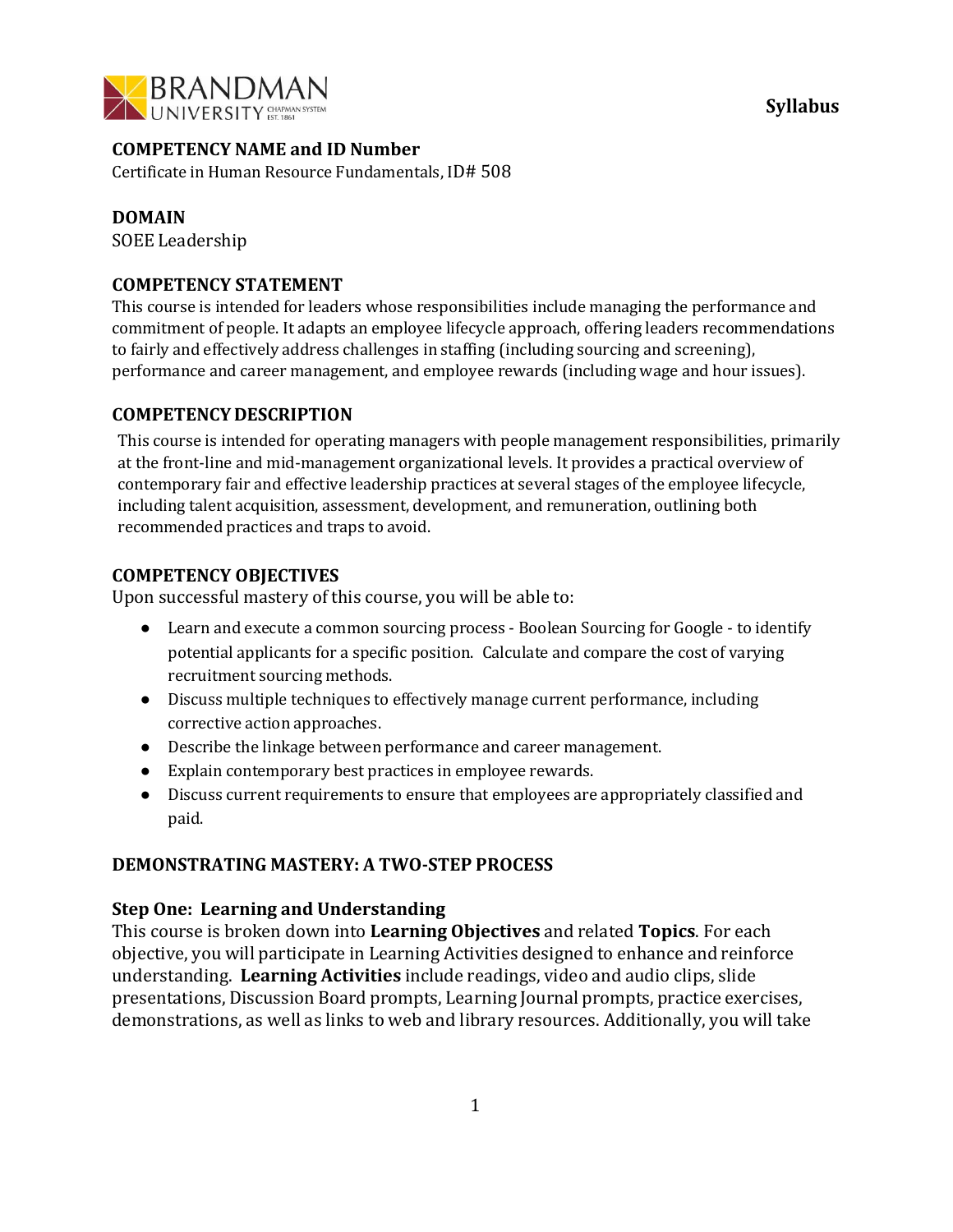**Syllabus**

## COMPETENCY NAME and ID Number

Certificate in Human Resource Fundamentals, ID# 508

## DOMAIN

SOEE Leadership

## COMPETENCY STATEMENT

This course is intended for leaders whose responsibilities include managing the performance and commitment of people. It adapts an employee lifecycle approach, offering leaders recommendations to fairly and effectively address challenges in staffing (including sourcing and screening), performance and career management, and employee rewards (including wage and hour issues).

## COMPETENCY DESCRIPTION

This course is intended for operating managers with people management responsibilities, primarily at the front-line and mid-management organizational levels. It provides a practical overview of contemporary fair and effective leadership practices at several stages of the employee lifecycle, including talent acquisition, assessment, development, and remuneration, outlining both recommended practices and traps to avoid.

## COMPETENCY OBJECTIVES

Upon successful mastery of this course, you will be able to:

- Learn and execute a common sourcing process - Boolean Sourcing for Google - to identify potential applicants for a specific position. Calculate and compare the cost of varying recruitment sourcing methods.
- Discuss multiple techniques to effectively manage current performance, including corrective action approaches.
- Describe the linkage between performance and career management.
- Explain contemporary best practices in employee rewards.
- Discuss current requirements to ensure that employees are appropriately classified and paid.

## DEMONSTRATING MASTERY: A TWO-STEP PROCESS

### Step One: Learning and Understanding

This course is broken down into **Learning Objectives** and related **Topics**. For each objective, you will participate in Learning Activities designed to enhance and reinforce understanding. **Learning Activities** include readings, video and audio clips, slide presentations, Discussion Board prompts, Learning Journal prompts, practice exercises, demonstrations, as well as links to web and library resources. Additionally, you will take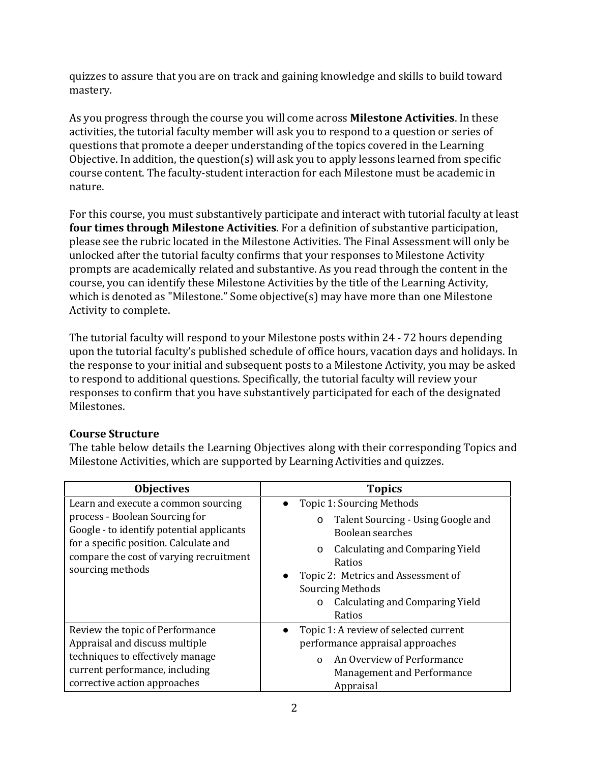quizzes to assure that you are on track and gaining knowledge and skills to build toward mastery.

As you progress through the course you will come across **Milestone Activities**. In these activities, the tutorial faculty member will ask you to respond to a question or series of questions that promote a deeper understanding of the topics covered in the Learning Objective. In addition, the question(s) will ask you to apply lessons learned from specific course content. The faculty-student interaction for each Milestone must be academic in nature.

For this course, you must substantively participate and interact with tutorial faculty at least **four times through Milestone Activities**. For a definition of substantive participation, please see the rubric located in the Milestone Activities. The Final Assessment will only be unlocked after the tutorial faculty confirms that your responses to Milestone Activity prompts are academically related and substantive. As you read through the content in the course, you can identify these Milestone Activities by the title of the Learning Activity, which is denoted as "Milestone." Some objective(s) may have more than one Milestone Activity to complete.

The tutorial faculty will respond to your Milestone posts within 24 - 72 hours depending upon the tutorial faculty's published schedule of office hours, vacation days and holidays. In the response to your initial and subsequent posts to a Milestone Activity, you may be asked to respond to additional questions. Specifically, the tutorial faculty will review your responses to confirm that you have substantively participated for each of the designated Milestones.

### Course Structure

The table below details the Learning Objectives along with their corresponding Topics and Milestone Activities, which are supported by Learning Activities and quizzes.

| Objectives | Topics |
|---|---|
| Learn and execute a common sourcing process - Boolean Sourcing for Google - to identify potential applicants for a specific position. Calculate and compare the cost of varying recruitment sourcing methods | ● Topic 1: Sourcing Methods<br>o Talent Sourcing - Using Google and Boolean searches<br>o Calculating and Comparing Yield Ratios<br>● Topic 2: Metrics and Assessment of Sourcing Methods<br>o Calculating and Comparing Yield Ratios |
| Review the topic of Performance Appraisal and discuss multiple techniques to effectively manage current performance, including corrective action approaches | ● Topic 1: A review of selected current performance appraisal approaches<br>o An Overview of Performance Management and Performance Appraisal |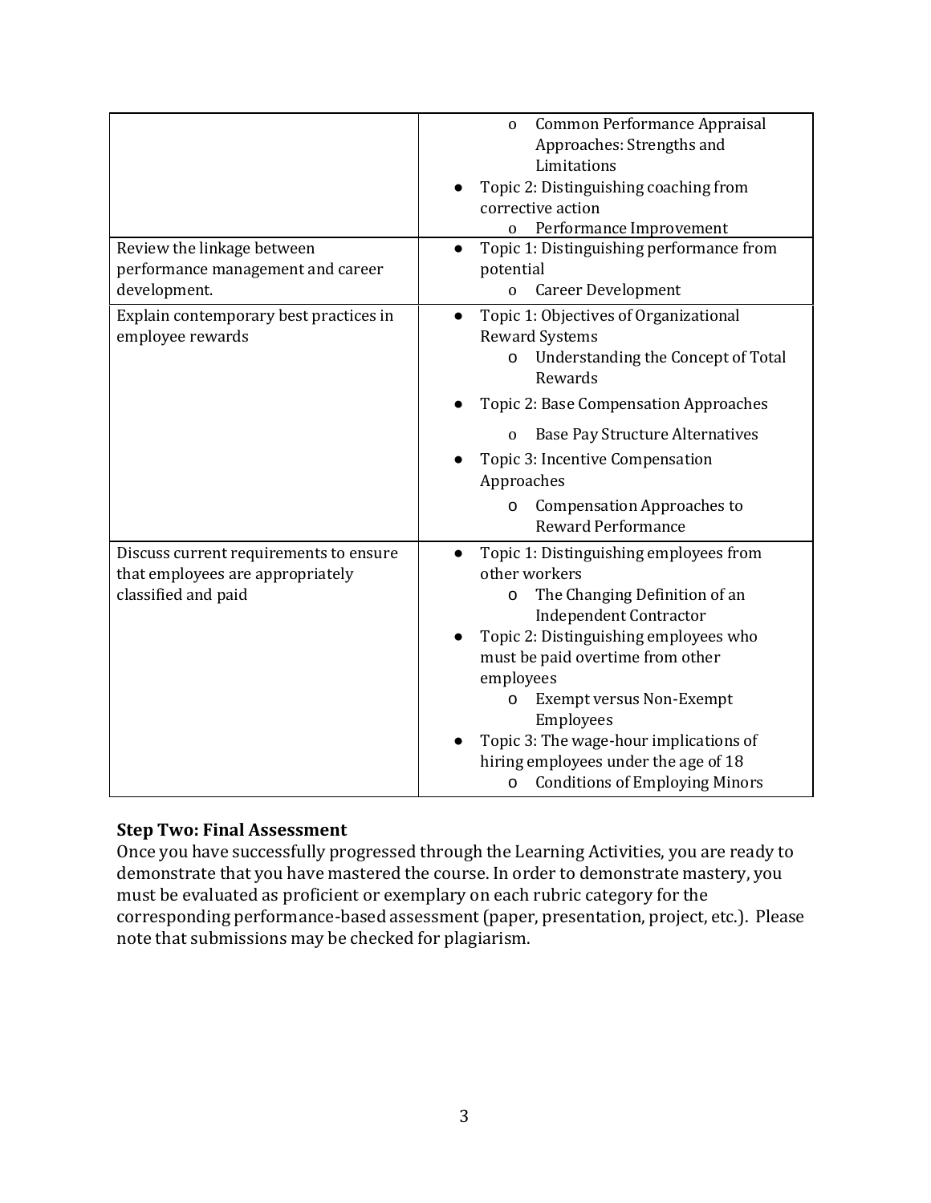| | |
|---|---|
| | o Common Performance Appraisal Approaches: Strengths and Limitations<br>● Topic 2: Distinguishing coaching from corrective action<br>o Performance Improvement |
| Review the linkage between performance management and career development. | ● Topic 1: Distinguishing performance from potential<br>o Career Development |
| Explain contemporary best practices in employee rewards | ● Topic 1: Objectives of Organizational Reward Systems<br>o Understanding the Concept of Total Rewards<br>● Topic 2: Base Compensation Approaches<br>o Base Pay Structure Alternatives<br>● Topic 3: Incentive Compensation Approaches<br>o Compensation Approaches to Reward Performance |
| Discuss current requirements to ensure that employees are appropriately classified and paid | ● Topic 1: Distinguishing employees from other workers<br>o The Changing Definition of an Independent Contractor<br>● Topic 2: Distinguishing employees who must be paid overtime from other employees<br>o Exempt versus Non-Exempt Employees<br>● Topic 3: The wage-hour implications of hiring employees under the age of 18<br>o Conditions of Employing Minors |

**Step Two: Final Assessment**

Once you have successfully progressed through the Learning Activities, you are ready to demonstrate that you have mastered the course. In order to demonstrate mastery, you must be evaluated as proficient or exemplary on each rubric category for the corresponding performance-based assessment (paper, presentation, project, etc.). Please note that submissions may be checked for plagiarism.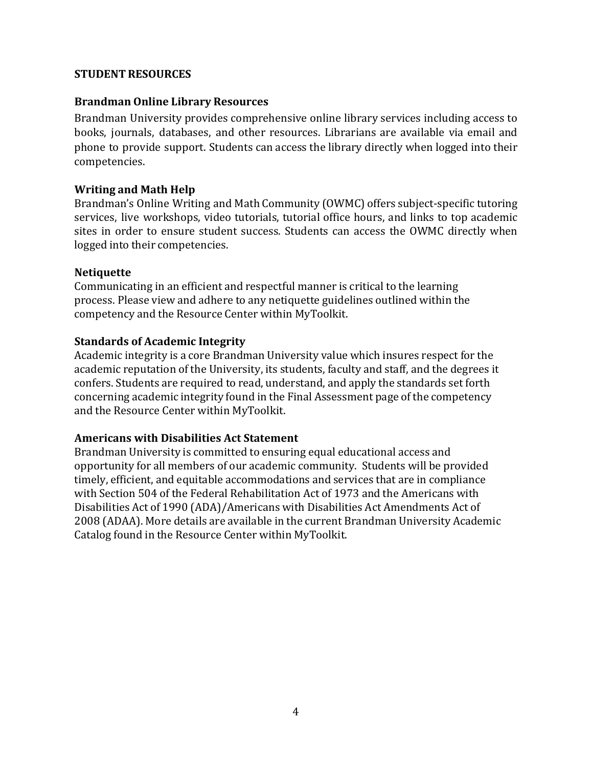## STUDENT RESOURCES

### Brandman Online Library Resources

Brandman University provides comprehensive online library services including access to books, journals, databases, and other resources. Librarians are available via email and phone to provide support. Students can access the library directly when logged into their competencies.

### Writing and Math Help

Brandman's Online Writing and Math Community (OWMC) offers subject-specific tutoring services, live workshops, video tutorials, tutorial office hours, and links to top academic sites in order to ensure student success. Students can access the OWMC directly when logged into their competencies.

### Netiquette

Communicating in an efficient and respectful manner is critical to the learning process. Please view and adhere to any netiquette guidelines outlined within the competency and the Resource Center within MyToolkit.

### Standards of Academic Integrity

Academic integrity is a core Brandman University value which insures respect for the academic reputation of the University, its students, faculty and staff, and the degrees it confers. Students are required to read, understand, and apply the standards set forth concerning academic integrity found in the Final Assessment page of the competency and the Resource Center within MyToolkit.

### Americans with Disabilities Act Statement

Brandman University is committed to ensuring equal educational access and opportunity for all members of our academic community. Students will be provided timely, efficient, and equitable accommodations and services that are in compliance with Section 504 of the Federal Rehabilitation Act of 1973 and the Americans with Disabilities Act of 1990 (ADA)/Americans with Disabilities Act Amendments Act of 2008 (ADAA). More details are available in the current Brandman University Academic Catalog found in the Resource Center within MyToolkit.